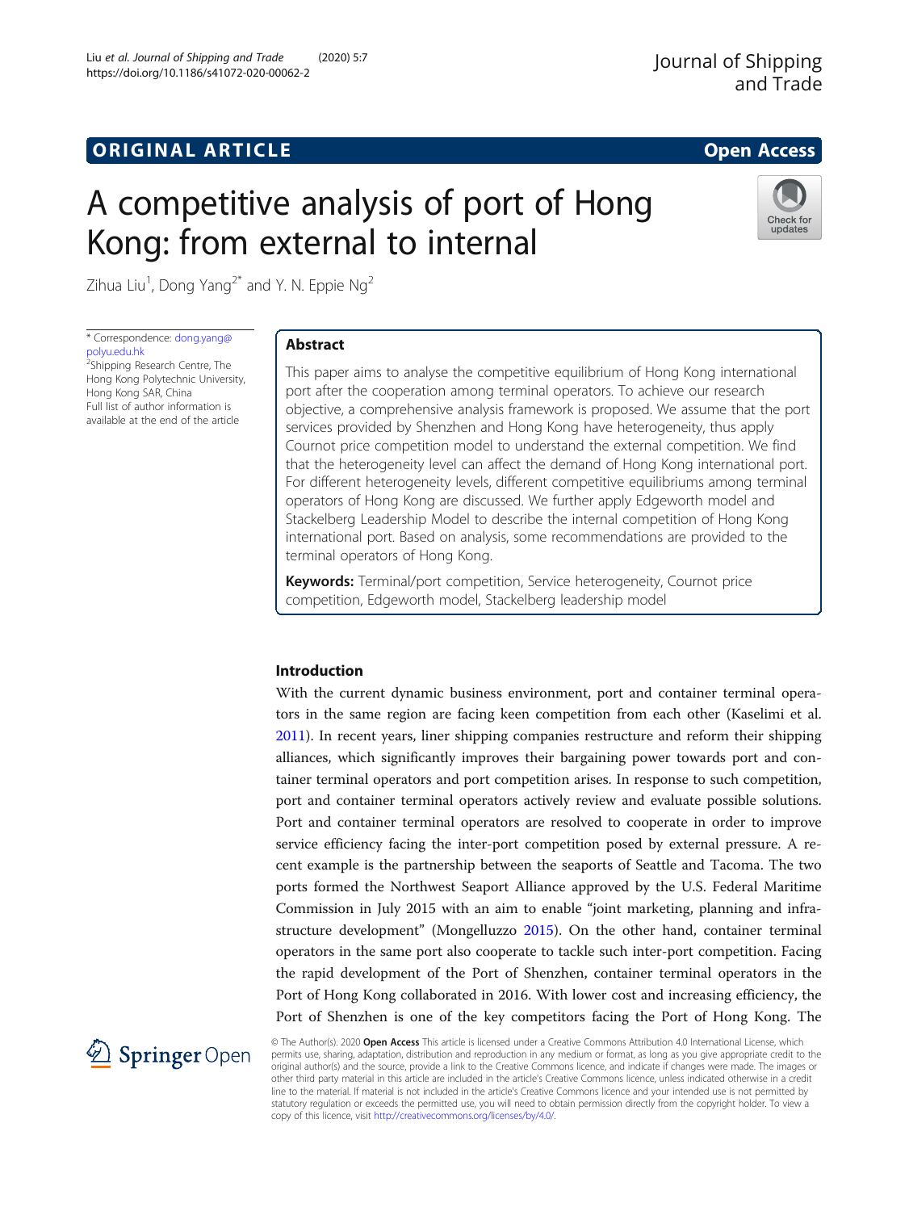ORIGINAL ARTICLE

Open Access

# A competitive analysis of port of Hong Kong: from external to internal

Zihua Liu[1], Dong Yang[2*] and Y. N. Eppie Ng[2]

\* Correspondence: dong.yang@polyu.edu.hk
[2]Shipping Research Centre, The Hong Kong Polytechnic University, Hong Kong SAR, China
Full list of author information is available at the end of the article

## Abstract

This paper aims to analyse the competitive equilibrium of Hong Kong international port after the cooperation among terminal operators. To achieve our research objective, a comprehensive analysis framework is proposed. We assume that the port services provided by Shenzhen and Hong Kong have heterogeneity, thus apply Cournot price competition model to understand the external competition. We find that the heterogeneity level can affect the demand of Hong Kong international port. For different heterogeneity levels, different competitive equilibriums among terminal operators of Hong Kong are discussed. We further apply Edgeworth model and Stackelberg Leadership Model to describe the internal competition of Hong Kong international port. Based on analysis, some recommendations are provided to the terminal operators of Hong Kong.

**Keywords:** Terminal/port competition, Service heterogeneity, Cournot price competition, Edgeworth model, Stackelberg leadership model

## Introduction

With the current dynamic business environment, port and container terminal operators in the same region are facing keen competition from each other (Kaselimi et al. 2011). In recent years, liner shipping companies restructure and reform their shipping alliances, which significantly improves their bargaining power towards port and container terminal operators and port competition arises. In response to such competition, port and container terminal operators actively review and evaluate possible solutions. Port and container terminal operators are resolved to cooperate in order to improve service efficiency facing the inter-port competition posed by external pressure. A recent example is the partnership between the seaports of Seattle and Tacoma. The two ports formed the Northwest Seaport Alliance approved by the U.S. Federal Maritime Commission in July 2015 with an aim to enable "joint marketing, planning and infrastructure development" (Mongelluzzo 2015). On the other hand, container terminal operators in the same port also cooperate to tackle such inter-port competition. Facing the rapid development of the Port of Shenzhen, container terminal operators in the Port of Hong Kong collaborated in 2016. With lower cost and increasing efficiency, the Port of Shenzhen is one of the key competitors facing the Port of Hong Kong. The

© The Author(s). 2020 **Open Access** This article is licensed under a Creative Commons Attribution 4.0 International License, which permits use, sharing, adaptation, distribution and reproduction in any medium or format, as long as you give appropriate credit to the original author(s) and the source, provide a link to the Creative Commons licence, and indicate if changes were made. The images or other third party material in this article are included in the article's Creative Commons licence, unless indicated otherwise in a credit line to the material. If material is not included in the article's Creative Commons licence and your intended use is not permitted by statutory regulation or exceeds the permitted use, you will need to obtain permission directly from the copyright holder. To view a copy of this licence, visit http://creativecommons.org/licenses/by/4.0/.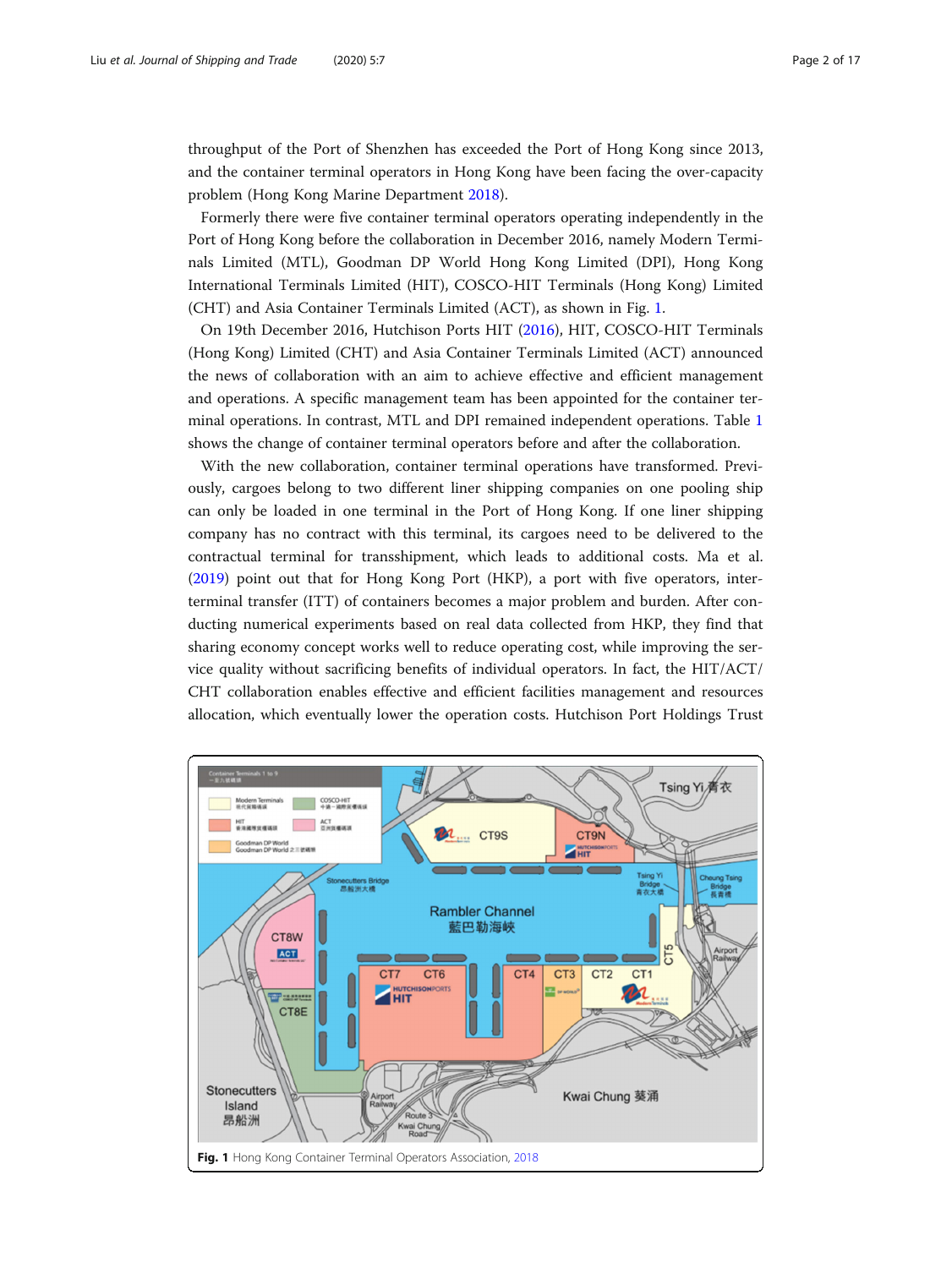throughput of the Port of Shenzhen has exceeded the Port of Hong Kong since 2013, and the container terminal operators in Hong Kong have been facing the over-capacity problem (Hong Kong Marine Department 2018).

Formerly there were five container terminal operators operating independently in the Port of Hong Kong before the collaboration in December 2016, namely Modern Terminals Limited (MTL), Goodman DP World Hong Kong Limited (DPI), Hong Kong International Terminals Limited (HIT), COSCO-HIT Terminals (Hong Kong) Limited (CHT) and Asia Container Terminals Limited (ACT), as shown in Fig. 1.

On 19th December 2016, Hutchison Ports HIT (2016), HIT, COSCO-HIT Terminals (Hong Kong) Limited (CHT) and Asia Container Terminals Limited (ACT) announced the news of collaboration with an aim to achieve effective and efficient management and operations. A specific management team has been appointed for the container terminal operations. In contrast, MTL and DPI remained independent operations. Table 1 shows the change of container terminal operators before and after the collaboration.

With the new collaboration, container terminal operations have transformed. Previously, cargoes belong to two different liner shipping companies on one pooling ship can only be loaded in one terminal in the Port of Hong Kong. If one liner shipping company has no contract with this terminal, its cargoes need to be delivered to the contractual terminal for transshipment, which leads to additional costs. Ma et al. (2019) point out that for Hong Kong Port (HKP), a port with five operators, inter-terminal transfer (ITT) of containers becomes a major problem and burden. After conducting numerical experiments based on real data collected from HKP, they find that sharing economy concept works well to reduce operating cost, while improving the service quality without sacrificing benefits of individual operators. In fact, the HIT/ACT/CHT collaboration enables effective and efficient facilities management and resources allocation, which eventually lower the operation costs. Hutchison Port Holdings Trust

**Fig. 1** Hong Kong Container Terminal Operators Association, 2018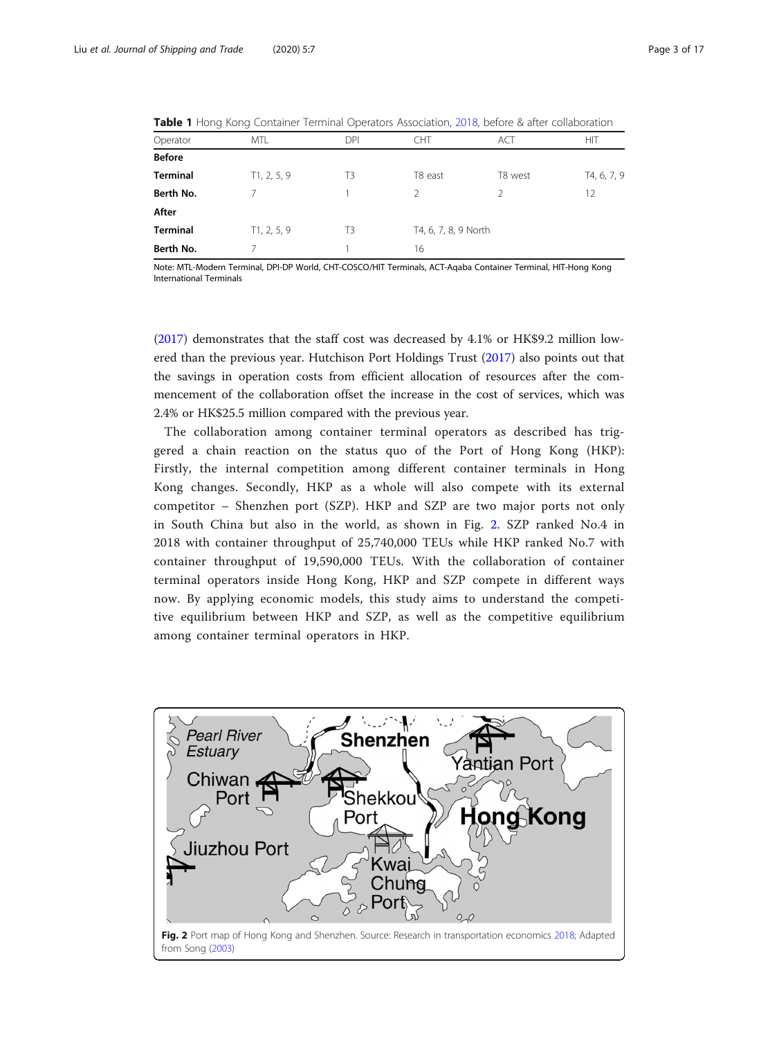**Table 1** Hong Kong Container Terminal Operators Association, 2018, before & after collaboration

| Operator | MTL | DPI | CHT | ACT | HIT |
|---|---|---|---|---|---|
| **Before** | | | | | |
| **Terminal** | T1, 2, 5, 9 | T3 | T8 east | T8 west | T4, 6, 7, 9 |
| **Berth No.** | 7 | 1 | 2 | 2 | 12 |
| **After** | | | | | |
| **Terminal** | T1, 2, 5, 9 | T3 | T4, 6, 7, 8, 9 North | | |
| **Berth No.** | 7 | 1 | 16 | | |

Note: MTL-Modern Terminal, DPI-DP World, CHT-COSCO/HIT Terminals, ACT-Aqaba Container Terminal, HIT-Hong Kong International Terminals

(2017) demonstrates that the staff cost was decreased by 4.1% or HK$9.2 million lowered than the previous year. Hutchison Port Holdings Trust (2017) also points out that the savings in operation costs from efficient allocation of resources after the commencement of the collaboration offset the increase in the cost of services, which was 2.4% or HK$25.5 million compared with the previous year.

The collaboration among container terminal operators as described has triggered a chain reaction on the status quo of the Port of Hong Kong (HKP): Firstly, the internal competition among different container terminals in Hong Kong changes. Secondly, HKP as a whole will also compete with its external competitor – Shenzhen port (SZP). HKP and SZP are two major ports not only in South China but also in the world, as shown in Fig. 2. SZP ranked No.4 in 2018 with container throughput of 25,740,000 TEUs while HKP ranked No.7 with container throughput of 19,590,000 TEUs. With the collaboration of container terminal operators inside Hong Kong, HKP and SZP compete in different ways now. By applying economic models, this study aims to understand the competitive equilibrium between HKP and SZP, as well as the competitive equilibrium among container terminal operators in HKP.

**Fig. 2** Port map of Hong Kong and Shenzhen. Source: Research in transportation economics 2018; Adapted from Song (2003)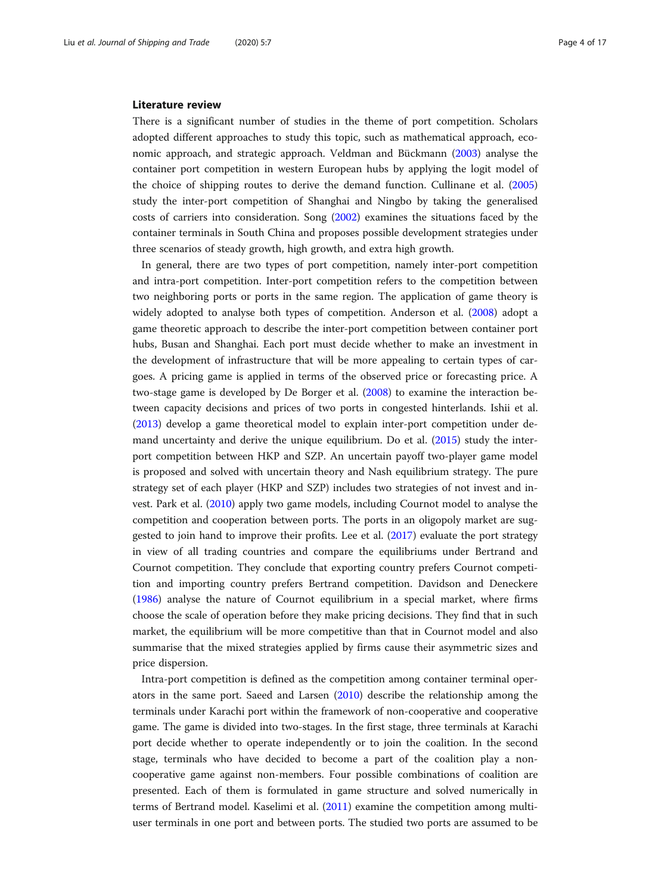## Literature review

There is a significant number of studies in the theme of port competition. Scholars adopted different approaches to study this topic, such as mathematical approach, economic approach, and strategic approach. Veldman and Bückmann (2003) analyse the container port competition in western European hubs by applying the logit model of the choice of shipping routes to derive the demand function. Cullinane et al. (2005) study the inter-port competition of Shanghai and Ningbo by taking the generalised costs of carriers into consideration. Song (2002) examines the situations faced by the container terminals in South China and proposes possible development strategies under three scenarios of steady growth, high growth, and extra high growth.

In general, there are two types of port competition, namely inter-port competition and intra-port competition. Inter-port competition refers to the competition between two neighboring ports or ports in the same region. The application of game theory is widely adopted to analyse both types of competition. Anderson et al. (2008) adopt a game theoretic approach to describe the inter-port competition between container port hubs, Busan and Shanghai. Each port must decide whether to make an investment in the development of infrastructure that will be more appealing to certain types of cargoes. A pricing game is applied in terms of the observed price or forecasting price. A two-stage game is developed by De Borger et al. (2008) to examine the interaction between capacity decisions and prices of two ports in congested hinterlands. Ishii et al. (2013) develop a game theoretical model to explain inter-port competition under demand uncertainty and derive the unique equilibrium. Do et al. (2015) study the inter-port competition between HKP and SZP. An uncertain payoff two-player game model is proposed and solved with uncertain theory and Nash equilibrium strategy. The pure strategy set of each player (HKP and SZP) includes two strategies of not invest and invest. Park et al. (2010) apply two game models, including Cournot model to analyse the competition and cooperation between ports. The ports in an oligopoly market are suggested to join hand to improve their profits. Lee et al. (2017) evaluate the port strategy in view of all trading countries and compare the equilibriums under Bertrand and Cournot competition. They conclude that exporting country prefers Cournot competition and importing country prefers Bertrand competition. Davidson and Deneckere (1986) analyse the nature of Cournot equilibrium in a special market, where firms choose the scale of operation before they make pricing decisions. They find that in such market, the equilibrium will be more competitive than that in Cournot model and also summarise that the mixed strategies applied by firms cause their asymmetric sizes and price dispersion.

Intra-port competition is defined as the competition among container terminal operators in the same port. Saeed and Larsen (2010) describe the relationship among the terminals under Karachi port within the framework of non-cooperative and cooperative game. The game is divided into two-stages. In the first stage, three terminals at Karachi port decide whether to operate independently or to join the coalition. In the second stage, terminals who have decided to become a part of the coalition play a non-cooperative game against non-members. Four possible combinations of coalition are presented. Each of them is formulated in game structure and solved numerically in terms of Bertrand model. Kaselimi et al. (2011) examine the competition among multi-user terminals in one port and between ports. The studied two ports are assumed to be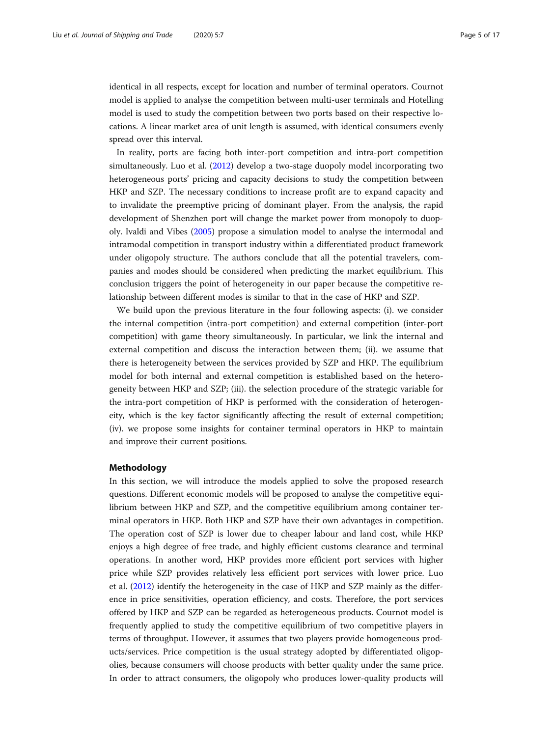identical in all respects, except for location and number of terminal operators. Cournot model is applied to analyse the competition between multi-user terminals and Hotelling model is used to study the competition between two ports based on their respective locations. A linear market area of unit length is assumed, with identical consumers evenly spread over this interval.

In reality, ports are facing both inter-port competition and intra-port competition simultaneously. Luo et al. (2012) develop a two-stage duopoly model incorporating two heterogeneous ports' pricing and capacity decisions to study the competition between HKP and SZP. The necessary conditions to increase profit are to expand capacity and to invalidate the preemptive pricing of dominant player. From the analysis, the rapid development of Shenzhen port will change the market power from monopoly to duopoly. Ivaldi and Vibes (2005) propose a simulation model to analyse the intermodal and intramodal competition in transport industry within a differentiated product framework under oligopoly structure. The authors conclude that all the potential travelers, companies and modes should be considered when predicting the market equilibrium. This conclusion triggers the point of heterogeneity in our paper because the competitive relationship between different modes is similar to that in the case of HKP and SZP.

We build upon the previous literature in the four following aspects: (i). we consider the internal competition (intra-port competition) and external competition (inter-port competition) with game theory simultaneously. In particular, we link the internal and external competition and discuss the interaction between them; (ii). we assume that there is heterogeneity between the services provided by SZP and HKP. The equilibrium model for both internal and external competition is established based on the heterogeneity between HKP and SZP; (iii). the selection procedure of the strategic variable for the intra-port competition of HKP is performed with the consideration of heterogeneity, which is the key factor significantly affecting the result of external competition; (iv). we propose some insights for container terminal operators in HKP to maintain and improve their current positions.

## Methodology

In this section, we will introduce the models applied to solve the proposed research questions. Different economic models will be proposed to analyse the competitive equilibrium between HKP and SZP, and the competitive equilibrium among container terminal operators in HKP. Both HKP and SZP have their own advantages in competition. The operation cost of SZP is lower due to cheaper labour and land cost, while HKP enjoys a high degree of free trade, and highly efficient customs clearance and terminal operations. In another word, HKP provides more efficient port services with higher price while SZP provides relatively less efficient port services with lower price. Luo et al. (2012) identify the heterogeneity in the case of HKP and SZP mainly as the difference in price sensitivities, operation efficiency, and costs. Therefore, the port services offered by HKP and SZP can be regarded as heterogeneous products. Cournot model is frequently applied to study the competitive equilibrium of two competitive players in terms of throughput. However, it assumes that two players provide homogeneous products/services. Price competition is the usual strategy adopted by differentiated oligopolies, because consumers will choose products with better quality under the same price. In order to attract consumers, the oligopoly who produces lower-quality products will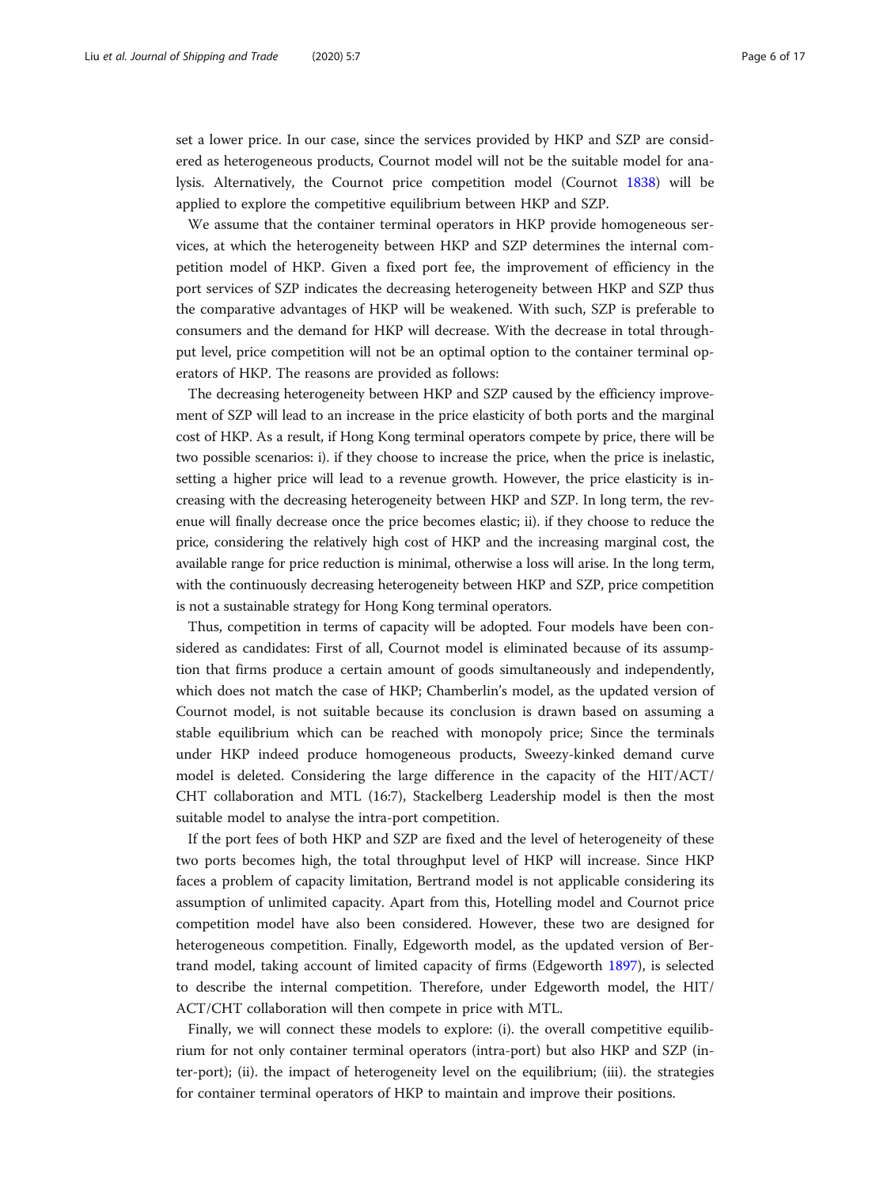set a lower price. In our case, since the services provided by HKP and SZP are considered as heterogeneous products, Cournot model will not be the suitable model for analysis. Alternatively, the Cournot price competition model (Cournot 1838) will be applied to explore the competitive equilibrium between HKP and SZP.

We assume that the container terminal operators in HKP provide homogeneous services, at which the heterogeneity between HKP and SZP determines the internal competition model of HKP. Given a fixed port fee, the improvement of efficiency in the port services of SZP indicates the decreasing heterogeneity between HKP and SZP thus the comparative advantages of HKP will be weakened. With such, SZP is preferable to consumers and the demand for HKP will decrease. With the decrease in total throughput level, price competition will not be an optimal option to the container terminal operators of HKP. The reasons are provided as follows:

The decreasing heterogeneity between HKP and SZP caused by the efficiency improvement of SZP will lead to an increase in the price elasticity of both ports and the marginal cost of HKP. As a result, if Hong Kong terminal operators compete by price, there will be two possible scenarios: i). if they choose to increase the price, when the price is inelastic, setting a higher price will lead to a revenue growth. However, the price elasticity is increasing with the decreasing heterogeneity between HKP and SZP. In long term, the revenue will finally decrease once the price becomes elastic; ii). if they choose to reduce the price, considering the relatively high cost of HKP and the increasing marginal cost, the available range for price reduction is minimal, otherwise a loss will arise. In the long term, with the continuously decreasing heterogeneity between HKP and SZP, price competition is not a sustainable strategy for Hong Kong terminal operators.

Thus, competition in terms of capacity will be adopted. Four models have been considered as candidates: First of all, Cournot model is eliminated because of its assumption that firms produce a certain amount of goods simultaneously and independently, which does not match the case of HKP; Chamberlin's model, as the updated version of Cournot model, is not suitable because its conclusion is drawn based on assuming a stable equilibrium which can be reached with monopoly price; Since the terminals under HKP indeed produce homogeneous products, Sweezy-kinked demand curve model is deleted. Considering the large difference in the capacity of the HIT/ACT/CHT collaboration and MTL (16:7), Stackelberg Leadership model is then the most suitable model to analyse the intra-port competition.

If the port fees of both HKP and SZP are fixed and the level of heterogeneity of these two ports becomes high, the total throughput level of HKP will increase. Since HKP faces a problem of capacity limitation, Bertrand model is not applicable considering its assumption of unlimited capacity. Apart from this, Hotelling model and Cournot price competition model have also been considered. However, these two are designed for heterogeneous competition. Finally, Edgeworth model, as the updated version of Bertrand model, taking account of limited capacity of firms (Edgeworth 1897), is selected to describe the internal competition. Therefore, under Edgeworth model, the HIT/ACT/CHT collaboration will then compete in price with MTL.

Finally, we will connect these models to explore: (i). the overall competitive equilibrium for not only container terminal operators (intra-port) but also HKP and SZP (inter-port); (ii). the impact of heterogeneity level on the equilibrium; (iii). the strategies for container terminal operators of HKP to maintain and improve their positions.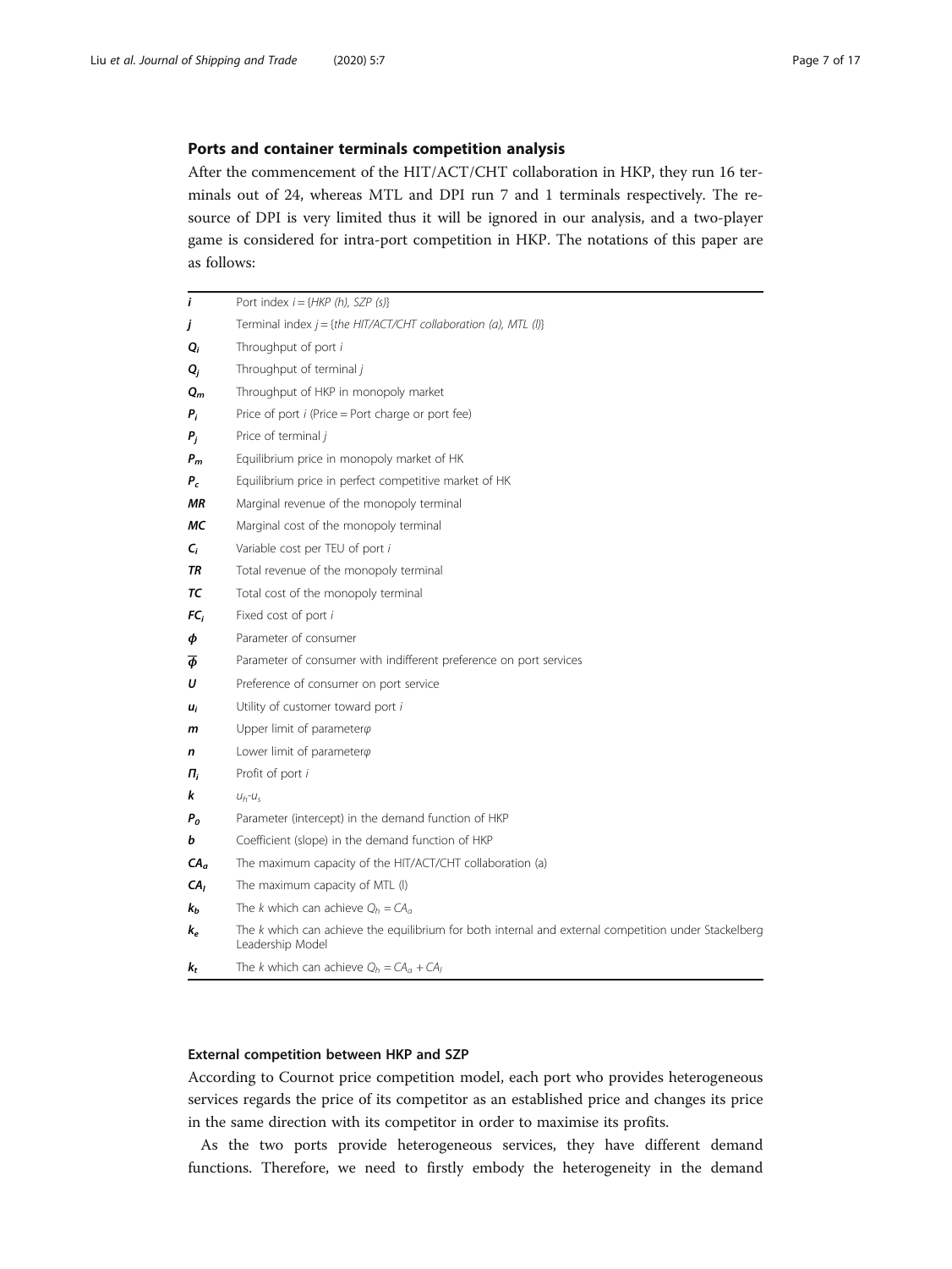### Ports and container terminals competition analysis

After the commencement of the HIT/ACT/CHT collaboration in HKP, they run 16 terminals out of 24, whereas MTL and DPI run 7 and 1 terminals respectively. The resource of DPI is very limited thus it will be ignored in our analysis, and a two-player game is considered for intra-port competition in HKP. The notations of this paper are as follows:

| | |
|---|---|
| $i$ | Port index $i = \{HKP\ (h),\ SZP\ (s)\}$ |
| $j$ | Terminal index $j = \{$*the HIT/ACT/CHT collaboration (a), MTL (l)*$\}$ |
| $Q_i$ | Throughput of port $i$ |
| $Q_j$ | Throughput of terminal $j$ |
| $Q_m$ | Throughput of HKP in monopoly market |
| $P_i$ | Price of port $i$ (Price = Port charge or port fee) |
| $P_j$ | Price of terminal $j$ |
| $P_m$ | Equilibrium price in monopoly market of HK |
| $P_c$ | Equilibrium price in perfect competitive market of HK |
| $MR$ | Marginal revenue of the monopoly terminal |
| $MC$ | Marginal cost of the monopoly terminal |
| $C_i$ | Variable cost per TEU of port $i$ |
| $TR$ | Total revenue of the monopoly terminal |
| $TC$ | Total cost of the monopoly terminal |
| $FC_i$ | Fixed cost of port $i$ |
| $\phi$ | Parameter of consumer |
| $\overline{\phi}$ | Parameter of consumer with indifferent preference on port services |
| $U$ | Preference of consumer on port service |
| $u_i$ | Utility of customer toward port $i$ |
| $m$ | Upper limit of parameter $\varphi$ |
| $n$ | Lower limit of parameter $\varphi$ |
| $\Pi_i$ | Profit of port $i$ |
| $k$ | $u_h$-$u_s$ |
| $P_0$ | Parameter (intercept) in the demand function of HKP |
| $b$ | Coefficient (slope) in the demand function of HKP |
| $CA_a$ | The maximum capacity of the HIT/ACT/CHT collaboration (a) |
| $CA_l$ | The maximum capacity of MTL (l) |
| $k_b$ | The $k$ which can achieve $Q_h = CA_a$ |
| $k_e$ | The $k$ which can achieve the equilibrium for both internal and external competition under Stackelberg Leadership Model |
| $k_t$ | The $k$ which can achieve $Q_h = CA_a + CA_l$ |

#### External competition between HKP and SZP

According to Cournot price competition model, each port who provides heterogeneous services regards the price of its competitor as an established price and changes its price in the same direction with its competitor in order to maximise its profits.

As the two ports provide heterogeneous services, they have different demand functions. Therefore, we need to firstly embody the heterogeneity in the demand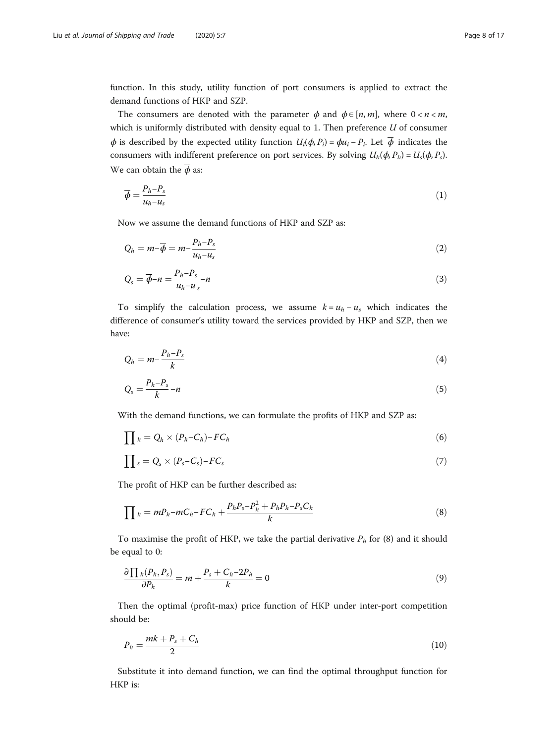function. In this study, utility function of port consumers is applied to extract the demand functions of HKP and SZP.

The consumers are denoted with the parameter $\phi$ and $\phi \in [n, m]$, where $0 < n < m$, which is uniformly distributed with density equal to 1. Then preference $U$ of consumer $\phi$ is described by the expected utility function $U_i(\phi, P_i) = \phi u_i - P_i$. Let $\overline{\phi}$ indicates the consumers with indifferent preference on port services. By solving $U_h(\phi, P_h) = U_s(\phi, P_s)$. We can obtain the $\overline{\phi}$ as:

$$\overline{\phi} = \frac{P_h - P_s}{u_h - u_s} \tag{1}$$

Now we assume the demand functions of HKP and SZP as:

$$Q_h = m - \overline{\phi} = m - \frac{P_h - P_s}{u_h - u_s} \tag{2}$$

$$Q_s = \overline{\phi} - n = \frac{P_h - P_s}{u_h - u_s} - n \tag{3}$$

To simplify the calculation process, we assume $k = u_h - u_s$ which indicates the difference of consumer's utility toward the services provided by HKP and SZP, then we have:

$$Q_h = m - \frac{P_h - P_s}{k} \tag{4}$$

$$Q_s = \frac{P_h - P_s}{k} - n \tag{5}$$

With the demand functions, we can formulate the profits of HKP and SZP as:

$$\prod{}_h = Q_h \times (P_h - C_h) - FC_h \tag{6}$$

$$\prod{}_s = Q_s \times (P_s - C_s) - FC_s \tag{7}$$

The profit of HKP can be further described as:

$$\prod{}_h = mP_h - mC_h - FC_h + \frac{P_h P_s - P_h^2 + P_h P_h - P_s C_h}{k} \tag{8}$$

To maximise the profit of HKP, we take the partial derivative $P_h$ for (8) and it should be equal to 0:

$$\frac{\partial \prod_h (P_h, P_s)}{\partial P_h} = m + \frac{P_s + C_h - 2P_h}{k} = 0 \tag{9}$$

Then the optimal (profit-max) price function of HKP under inter-port competition should be:

$$P_h = \frac{mk + P_s + C_h}{2} \tag{10}$$

Substitute it into demand function, we can find the optimal throughput function for HKP is: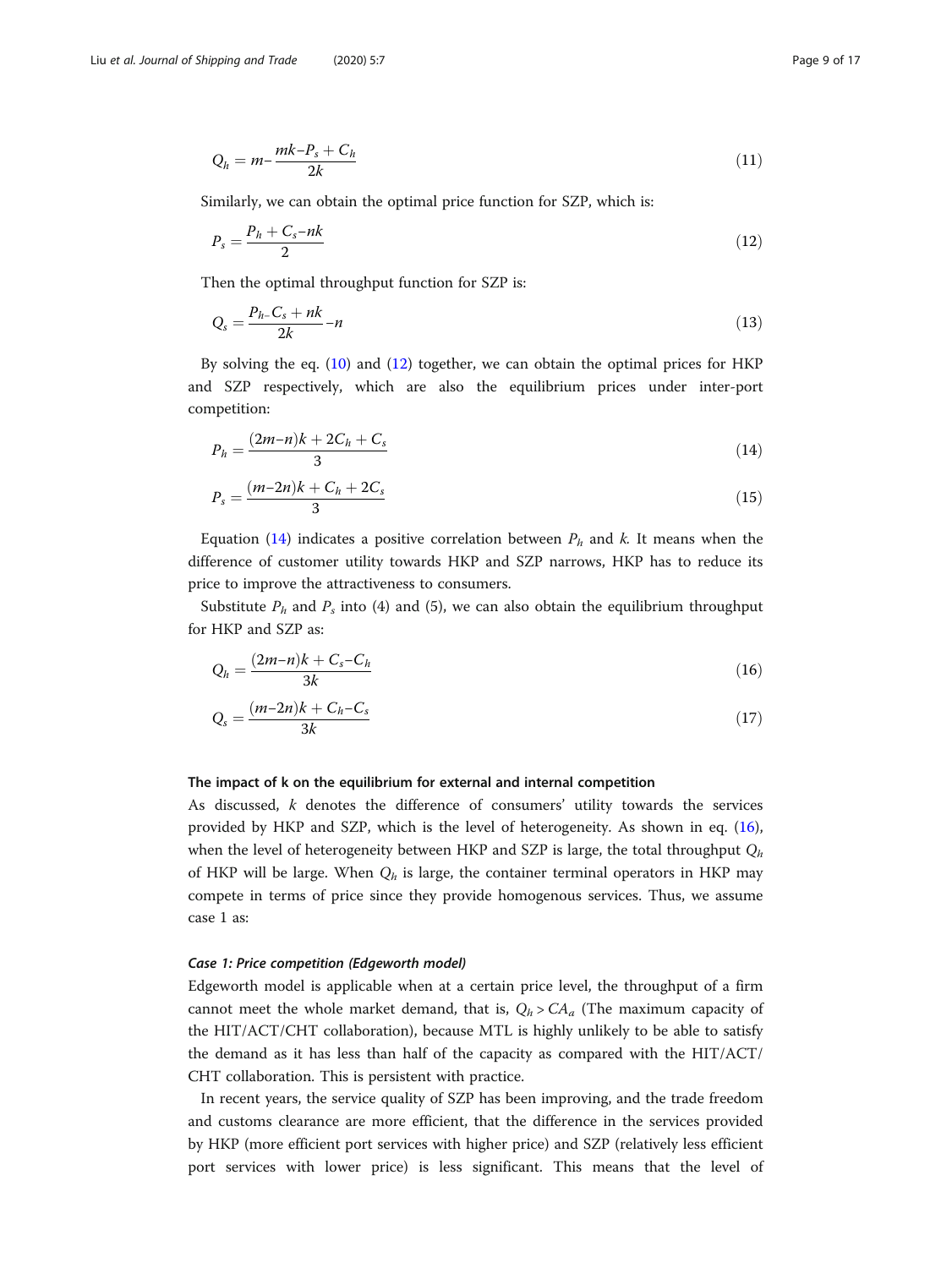$$Q_h = m - \frac{mk - P_s + C_h}{2k} \tag{11}$$

Similarly, we can obtain the optimal price function for SZP, which is:

$$P_s = \frac{P_h + C_s - nk}{2} \tag{12}$$

Then the optimal throughput function for SZP is:

$$Q_s = \frac{P_{h-} C_s + nk}{2k} - n \tag{13}$$

By solving the eq. (10) and (12) together, we can obtain the optimal prices for HKP and SZP respectively, which are also the equilibrium prices under inter-port competition:

$$P_h = \frac{(2m-n)k + 2C_h + C_s}{3} \tag{14}$$

$$P_s = \frac{(m-2n)k + C_h + 2C_s}{3} \tag{15}$$

Equation (14) indicates a positive correlation between $P_h$ and $k$. It means when the difference of customer utility towards HKP and SZP narrows, HKP has to reduce its price to improve the attractiveness to consumers.

Substitute $P_h$ and $P_s$ into (4) and (5), we can also obtain the equilibrium throughput for HKP and SZP as:

$$Q_h = \frac{(2m-n)k + C_s - C_h}{3k} \tag{16}$$

$$Q_s = \frac{(m-2n)k + C_h - C_s}{3k} \tag{17}$$

#### The impact of k on the equilibrium for external and internal competition

As discussed, $k$ denotes the difference of consumers' utility towards the services provided by HKP and SZP, which is the level of heterogeneity. As shown in eq. (16), when the level of heterogeneity between HKP and SZP is large, the total throughput $Q_h$ of HKP will be large. When $Q_h$ is large, the container terminal operators in HKP may compete in terms of price since they provide homogenous services. Thus, we assume case 1 as:

##### *Case 1: Price competition (Edgeworth model)*

Edgeworth model is applicable when at a certain price level, the throughput of a firm cannot meet the whole market demand, that is, $Q_h > CA_a$ (The maximum capacity of the HIT/ACT/CHT collaboration), because MTL is highly unlikely to be able to satisfy the demand as it has less than half of the capacity as compared with the HIT/ACT/CHT collaboration. This is persistent with practice.

In recent years, the service quality of SZP has been improving, and the trade freedom and customs clearance are more efficient, that the difference in the services provided by HKP (more efficient port services with higher price) and SZP (relatively less efficient port services with lower price) is less significant. This means that the level of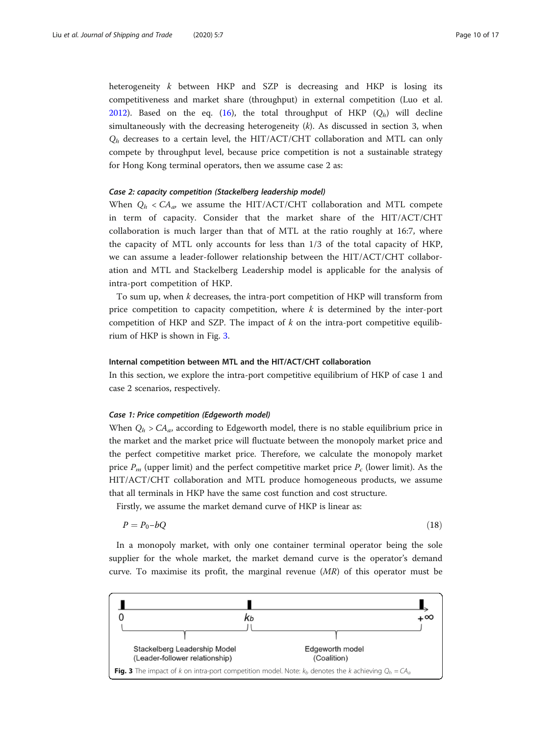heterogeneity $k$ between HKP and SZP is decreasing and HKP is losing its competitiveness and market share (throughput) in external competition (Luo et al. 2012). Based on the eq. (16), the total throughput of HKP ($Q_h$) will decline simultaneously with the decreasing heterogeneity ($k$). As discussed in section 3, when $Q_h$ decreases to a certain level, the HIT/ACT/CHT collaboration and MTL can only compete by throughput level, because price competition is not a sustainable strategy for Hong Kong terminal operators, then we assume case 2 as:

#### *Case 2: capacity competition (Stackelberg leadership model)*

When $Q_h < CA_a$, we assume the HIT/ACT/CHT collaboration and MTL compete in term of capacity. Consider that the market share of the HIT/ACT/CHT collaboration is much larger than that of MTL at the ratio roughly at 16:7, where the capacity of MTL only accounts for less than 1/3 of the total capacity of HKP, we can assume a leader-follower relationship between the HIT/ACT/CHT collaboration and MTL and Stackelberg Leadership model is applicable for the analysis of intra-port competition of HKP.

To sum up, when $k$ decreases, the intra-port competition of HKP will transform from price competition to capacity competition, where $k$ is determined by the inter-port competition of HKP and SZP. The impact of $k$ on the intra-port competitive equilibrium of HKP is shown in Fig. 3.

### Internal competition between MTL and the HIT/ACT/CHT collaboration

In this section, we explore the intra-port competitive equilibrium of HKP of case 1 and case 2 scenarios, respectively.

#### *Case 1: Price competition (Edgeworth model)*

When $Q_h > CA_a$, according to Edgeworth model, there is no stable equilibrium price in the market and the market price will fluctuate between the monopoly market price and the perfect competitive market price. Therefore, we calculate the monopoly market price $P_m$ (upper limit) and the perfect competitive market price $P_c$ (lower limit). As the HIT/ACT/CHT collaboration and MTL produce homogeneous products, we assume that all terminals in HKP have the same cost function and cost structure.

Firstly, we assume the market demand curve of HKP is linear as:

$$P = P_0 - bQ \tag{18}$$

In a monopoly market, with only one container terminal operator being the sole supplier for the whole market, the market demand curve is the operator's demand curve. To maximise its profit, the marginal revenue ($MR$) of this operator must be

| 0 | $k_b$ | $+\infty$ |
|---|---|---|
| Stackelberg Leadership Model (Leader-follower relationship) | | Edgeworth model (Coalition) |

**Fig. 3** The impact of $k$ on intra-port competition model. Note: $k_b$ denotes the $k$ achieving $Q_h = CA_a$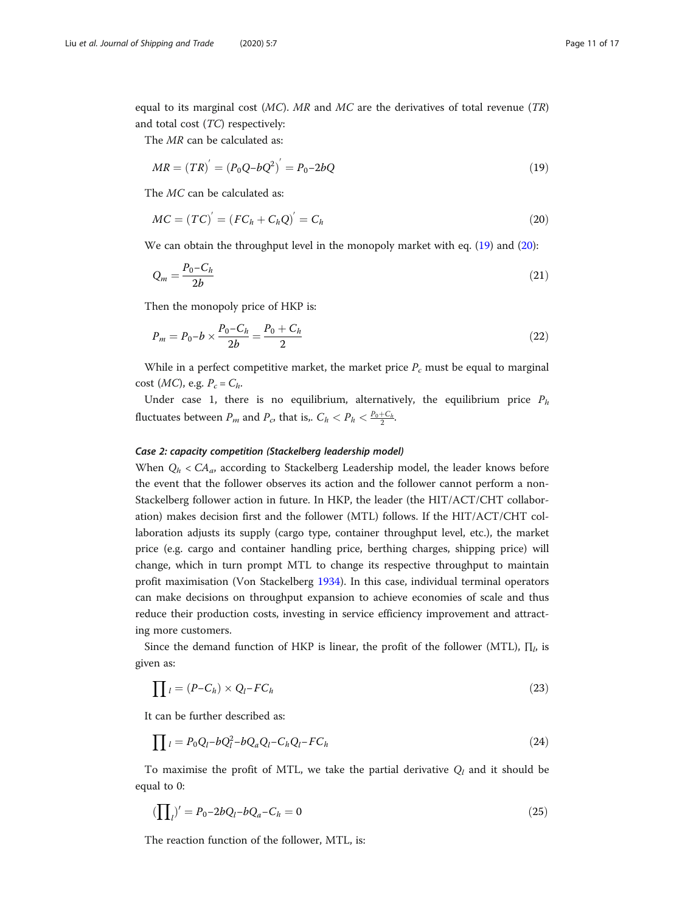equal to its marginal cost ($MC$). $MR$ and $MC$ are the derivatives of total revenue ($TR$) and total cost ($TC$) respectively:

The $MR$ can be calculated as:

$$MR = (TR)' = (P_0Q - bQ^2)' = P_0 - 2bQ \tag{19}$$

The $MC$ can be calculated as:

$$MC = (TC)' = (FC_h + C_hQ)' = C_h \tag{20}$$

We can obtain the throughput level in the monopoly market with eq. (19) and (20):

$$Q_m = \frac{P_0 - C_h}{2b} \tag{21}$$

Then the monopoly price of HKP is:

$$P_m = P_0 - b \times \frac{P_0 - C_h}{2b} = \frac{P_0 + C_h}{2} \tag{22}$$

While in a perfect competitive market, the market price $P_c$ must be equal to marginal cost ($MC$), e.g. $P_c = C_h$.

Under case 1, there is no equilibrium, alternatively, the equilibrium price $P_h$ fluctuates between $P_m$ and $P_c$, that is,. $C_h < P_h < \frac{P_0 + C_h}{2}$.

### *Case 2: capacity competition (Stackelberg leadership model)*

When $Q_h < CA_a$, according to Stackelberg Leadership model, the leader knows before the event that the follower observes its action and the follower cannot perform a non-Stackelberg follower action in future. In HKP, the leader (the HIT/ACT/CHT collaboration) makes decision first and the follower (MTL) follows. If the HIT/ACT/CHT collaboration adjusts its supply (cargo type, container throughput level, etc.), the market price (e.g. cargo and container handling price, berthing charges, shipping price) will change, which in turn prompt MTL to change its respective throughput to maintain profit maximisation (Von Stackelberg 1934). In this case, individual terminal operators can make decisions on throughput expansion to achieve economies of scale and thus reduce their production costs, investing in service efficiency improvement and attracting more customers.

Since the demand function of HKP is linear, the profit of the follower (MTL), $\prod_l$, is given as:

$$\prod{}_l = (P - C_h) \times Q_l - FC_h \tag{23}$$

It can be further described as:

$$\prod{}_l = P_0Q_l - bQ_l^2 - bQ_aQ_l - C_hQ_l - FC_h \tag{24}$$

To maximise the profit of MTL, we take the partial derivative $Q_l$ and it should be equal to 0:

$$\left(\prod{}_l\right)' = P_0 - 2bQ_l - bQ_a - C_h = 0 \tag{25}$$

The reaction function of the follower, MTL, is: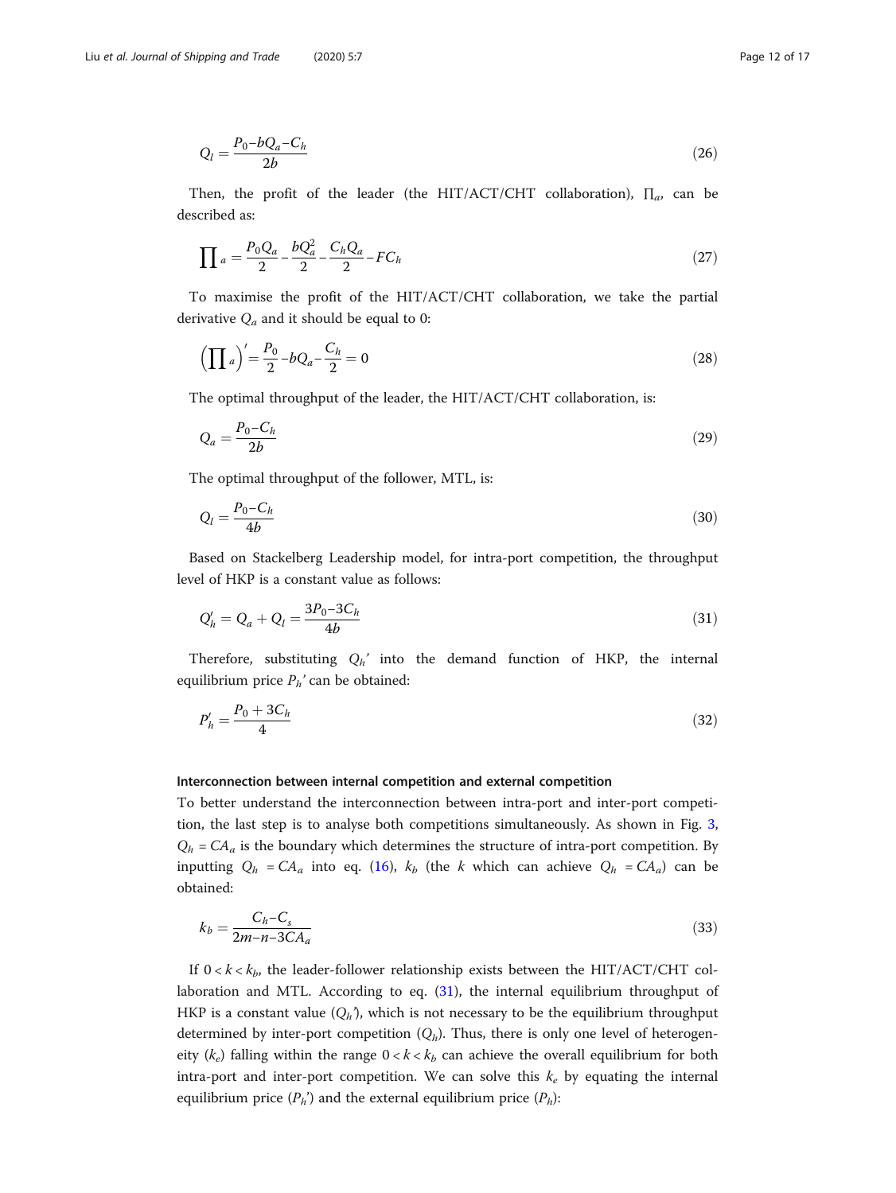$$Q_l = \frac{P_0 - bQ_a - C_h}{2b} \tag{26}$$

Then, the profit of the leader (the HIT/ACT/CHT collaboration), $\prod_a$, can be described as:

$$\prod{}_a = \frac{P_0 Q_a}{2} - \frac{bQ_a^2}{2} - \frac{C_h Q_a}{2} - FC_h \tag{27}$$

To maximise the profit of the HIT/ACT/CHT collaboration, we take the partial derivative $Q_a$ and it should be equal to 0:

$$\left(\prod{}_a\right)' = \frac{P_0}{2} - bQ_a - \frac{C_h}{2} = 0 \tag{28}$$

The optimal throughput of the leader, the HIT/ACT/CHT collaboration, is:

$$Q_a = \frac{P_0 - C_h}{2b} \tag{29}$$

The optimal throughput of the follower, MTL, is:

$$Q_l = \frac{P_0 - C_h}{4b} \tag{30}$$

Based on Stackelberg Leadership model, for intra-port competition, the throughput level of HKP is a constant value as follows:

$$Q_h' = Q_a + Q_l = \frac{3P_0 - 3C_h}{4b} \tag{31}$$

Therefore, substituting $Q_h'$ into the demand function of HKP, the internal equilibrium price $P_h'$ can be obtained:

$$P_h' = \frac{P_0 + 3C_h}{4} \tag{32}$$

#### Interconnection between internal competition and external competition

To better understand the interconnection between intra-port and inter-port competition, the last step is to analyse both competitions simultaneously. As shown in Fig. 3, $Q_h = CA_a$ is the boundary which determines the structure of intra-port competition. By inputting $Q_h = CA_a$ into eq. (16), $k_b$ (the $k$ which can achieve $Q_h = CA_a$) can be obtained:

$$k_b = \frac{C_h - C_s}{2m - n - 3CA_a} \tag{33}$$

If $0 < k < k_b$, the leader-follower relationship exists between the HIT/ACT/CHT collaboration and MTL. According to eq. (31), the internal equilibrium throughput of HKP is a constant value ($Q_h'$), which is not necessary to be the equilibrium throughput determined by inter-port competition ($Q_h$). Thus, there is only one level of heterogeneity ($k_e$) falling within the range $0 < k < k_b$ can achieve the overall equilibrium for both intra-port and inter-port competition. We can solve this $k_e$ by equating the internal equilibrium price ($P_h'$) and the external equilibrium price ($P_h$):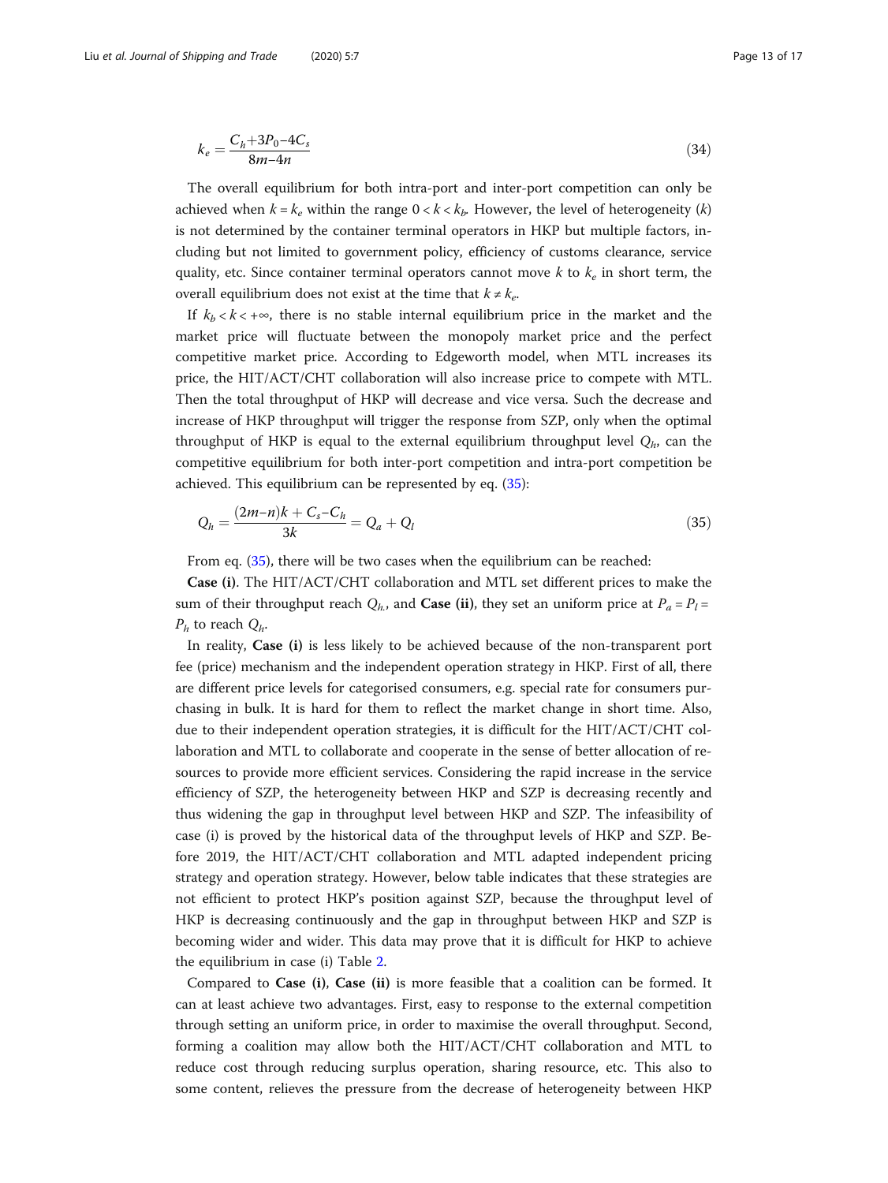$$k_e = \frac{C_h + 3P_0 - 4C_s}{8m - 4n} \tag{34}$$

The overall equilibrium for both intra-port and inter-port competition can only be achieved when $k = k_e$ within the range $0 < k < k_b$. However, the level of heterogeneity ($k$) is not determined by the container terminal operators in HKP but multiple factors, including but not limited to government policy, efficiency of customs clearance, service quality, etc. Since container terminal operators cannot move $k$ to $k_e$ in short term, the overall equilibrium does not exist at the time that $k \neq k_e$.

If $k_b < k < +\infty$, there is no stable internal equilibrium price in the market and the market price will fluctuate between the monopoly market price and the perfect competitive market price. According to Edgeworth model, when MTL increases its price, the HIT/ACT/CHT collaboration will also increase price to compete with MTL. Then the total throughput of HKP will decrease and vice versa. Such the decrease and increase of HKP throughput will trigger the response from SZP, only when the optimal throughput of HKP is equal to the external equilibrium throughput level $Q_h$, can the competitive equilibrium for both inter-port competition and intra-port competition be achieved. This equilibrium can be represented by eq. (35):

$$Q_h = \frac{(2m - n)k + C_s - C_h}{3k} = Q_a + Q_l \tag{35}$$

From eq. (35), there will be two cases when the equilibrium can be reached:

**Case (i)**. The HIT/ACT/CHT collaboration and MTL set different prices to make the sum of their throughput reach $Q_h$., and **Case (ii)**, they set an uniform price at $P_a = P_l = P_h$ to reach $Q_h$.

In reality, **Case (i)** is less likely to be achieved because of the non-transparent port fee (price) mechanism and the independent operation strategy in HKP. First of all, there are different price levels for categorised consumers, e.g. special rate for consumers purchasing in bulk. It is hard for them to reflect the market change in short time. Also, due to their independent operation strategies, it is difficult for the HIT/ACT/CHT collaboration and MTL to collaborate and cooperate in the sense of better allocation of resources to provide more efficient services. Considering the rapid increase in the service efficiency of SZP, the heterogeneity between HKP and SZP is decreasing recently and thus widening the gap in throughput level between HKP and SZP. The infeasibility of case (i) is proved by the historical data of the throughput levels of HKP and SZP. Before 2019, the HIT/ACT/CHT collaboration and MTL adapted independent pricing strategy and operation strategy. However, below table indicates that these strategies are not efficient to protect HKP's position against SZP, because the throughput level of HKP is decreasing continuously and the gap in throughput between HKP and SZP is becoming wider and wider. This data may prove that it is difficult for HKP to achieve the equilibrium in case (i) Table 2.

Compared to **Case (i)**, **Case (ii)** is more feasible that a coalition can be formed. It can at least achieve two advantages. First, easy to response to the external competition through setting an uniform price, in order to maximise the overall throughput. Second, forming a coalition may allow both the HIT/ACT/CHT collaboration and MTL to reduce cost through reducing surplus operation, sharing resource, etc. This also to some content, relieves the pressure from the decrease of heterogeneity between HKP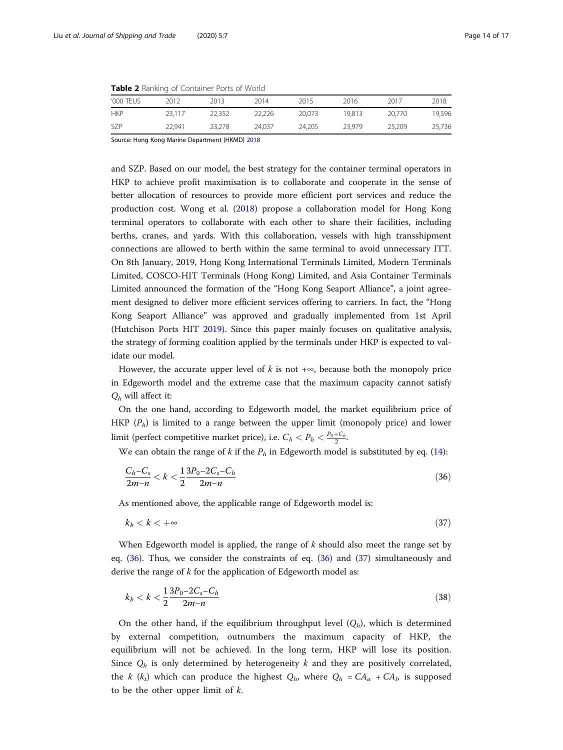**Table 2** Ranking of Container Ports of World

| '000 TEUS | 2012 | 2013 | 2014 | 2015 | 2016 | 2017 | 2018 |
|---|---|---|---|---|---|---|---|
| HKP | 23,117 | 22,352 | 22,226 | 20,073 | 19,813 | 20,770 | 19,596 |
| SZP | 22,941 | 23,278 | 24,037 | 24,205 | 23,979 | 25,209 | 25,736 |

Source: Hong Kong Marine Department (HKMD) 2018

and SZP. Based on our model, the best strategy for the container terminal operators in HKP to achieve profit maximisation is to collaborate and cooperate in the sense of better allocation of resources to provide more efficient port services and reduce the production cost. Wong et al. (2018) propose a collaboration model for Hong Kong terminal operators to collaborate with each other to share their facilities, including berths, cranes, and yards. With this collaboration, vessels with high transshipment connections are allowed to berth within the same terminal to avoid unnecessary ITT. On 8th January, 2019, Hong Kong International Terminals Limited, Modern Terminals Limited, COSCO-HIT Terminals (Hong Kong) Limited, and Asia Container Terminals Limited announced the formation of the "Hong Kong Seaport Alliance", a joint agreement designed to deliver more efficient services offering to carriers. In fact, the "Hong Kong Seaport Alliance" was approved and gradually implemented from 1st April (Hutchison Ports HIT 2019). Since this paper mainly focuses on qualitative analysis, the strategy of forming coalition applied by the terminals under HKP is expected to validate our model.

However, the accurate upper level of $k$ is not $+\infty$, because both the monopoly price in Edgeworth model and the extreme case that the maximum capacity cannot satisfy $Q_h$ will affect it:

On the one hand, according to Edgeworth model, the market equilibrium price of HKP ($P_h$) is limited to a range between the upper limit (monopoly price) and lower limit (perfect competitive market price), i.e. $C_h < P_h < \frac{P_0+C_h}{2}$.

We can obtain the range of $k$ if the $P_h$ in Edgeworth model is substituted by eq. (14):

$$\frac{C_h - C_s}{2m-n} < k < \frac{1}{2}\frac{3P_0 - 2C_s - C_h}{2m-n} \tag{36}$$

As mentioned above, the applicable range of Edgeworth model is:

$$k_b < k < +\infty \tag{37}$$

When Edgeworth model is applied, the range of $k$ should also meet the range set by eq. (36). Thus, we consider the constraints of eq. (36) and (37) simultaneously and derive the range of $k$ for the application of Edgeworth model as:

$$k_b < k < \frac{1}{2}\frac{3P_0 - 2C_s - C_h}{2m-n} \tag{38}$$

On the other hand, if the equilibrium throughput level ($Q_h$), which is determined by external competition, outnumbers the maximum capacity of HKP, the equilibrium will not be achieved. In the long term, HKP will lose its position. Since $Q_h$ is only determined by heterogeneity $k$ and they are positively correlated, the $k$ ($k_t$) which can produce the highest $Q_h$, where $Q_h = CA_a + CA_b$, is supposed to be the other upper limit of $k$.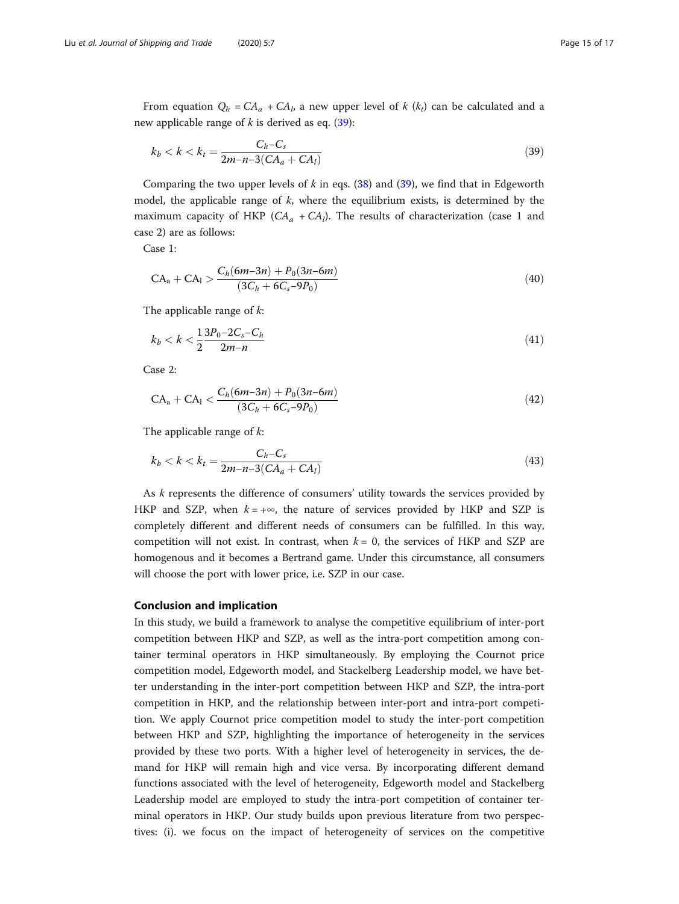From equation $Q_h = CA_a + CA_l$, a new upper level of $k$ ($k_t$) can be calculated and a new applicable range of $k$ is derived as eq. (39):

$$k_b < k < k_t = \frac{C_h - C_s}{2m - n - 3(CA_a + CA_l)} \tag{39}$$

Comparing the two upper levels of $k$ in eqs. (38) and (39), we find that in Edgeworth model, the applicable range of $k$, where the equilibrium exists, is determined by the maximum capacity of HKP ($CA_a + CA_l$). The results of characterization (case 1 and case 2) are as follows:

Case 1:

$$\mathrm{CA_a} + \mathrm{CA_l} > \frac{C_h(6m - 3n) + P_0(3n - 6m)}{(3C_h + 6C_s - 9P_0)} \tag{40}$$

The applicable range of $k$:

$$k_b < k < \frac{1}{2}\frac{3P_0 - 2C_s - C_h}{2m - n} \tag{41}$$

Case 2:

$$\mathrm{CA_a} + \mathrm{CA_l} < \frac{C_h(6m - 3n) + P_0(3n - 6m)}{(3C_h + 6C_s - 9P_0)} \tag{42}$$

The applicable range of $k$:

$$k_b < k < k_t = \frac{C_h - C_s}{2m - n - 3(CA_a + CA_l)} \tag{43}$$

As $k$ represents the difference of consumers' utility towards the services provided by HKP and SZP, when $k = +\infty$, the nature of services provided by HKP and SZP is completely different and different needs of consumers can be fulfilled. In this way, competition will not exist. In contrast, when $k = 0$, the services of HKP and SZP are homogenous and it becomes a Bertrand game. Under this circumstance, all consumers will choose the port with lower price, i.e. SZP in our case.

## Conclusion and implication

In this study, we build a framework to analyse the competitive equilibrium of inter-port competition between HKP and SZP, as well as the intra-port competition among container terminal operators in HKP simultaneously. By employing the Cournot price competition model, Edgeworth model, and Stackelberg Leadership model, we have better understanding in the inter-port competition between HKP and SZP, the intra-port competition in HKP, and the relationship between inter-port and intra-port competition. We apply Cournot price competition model to study the inter-port competition between HKP and SZP, highlighting the importance of heterogeneity in the services provided by these two ports. With a higher level of heterogeneity in services, the demand for HKP will remain high and vice versa. By incorporating different demand functions associated with the level of heterogeneity, Edgeworth model and Stackelberg Leadership model are employed to study the intra-port competition of container terminal operators in HKP. Our study builds upon previous literature from two perspectives: (i). we focus on the impact of heterogeneity of services on the competitive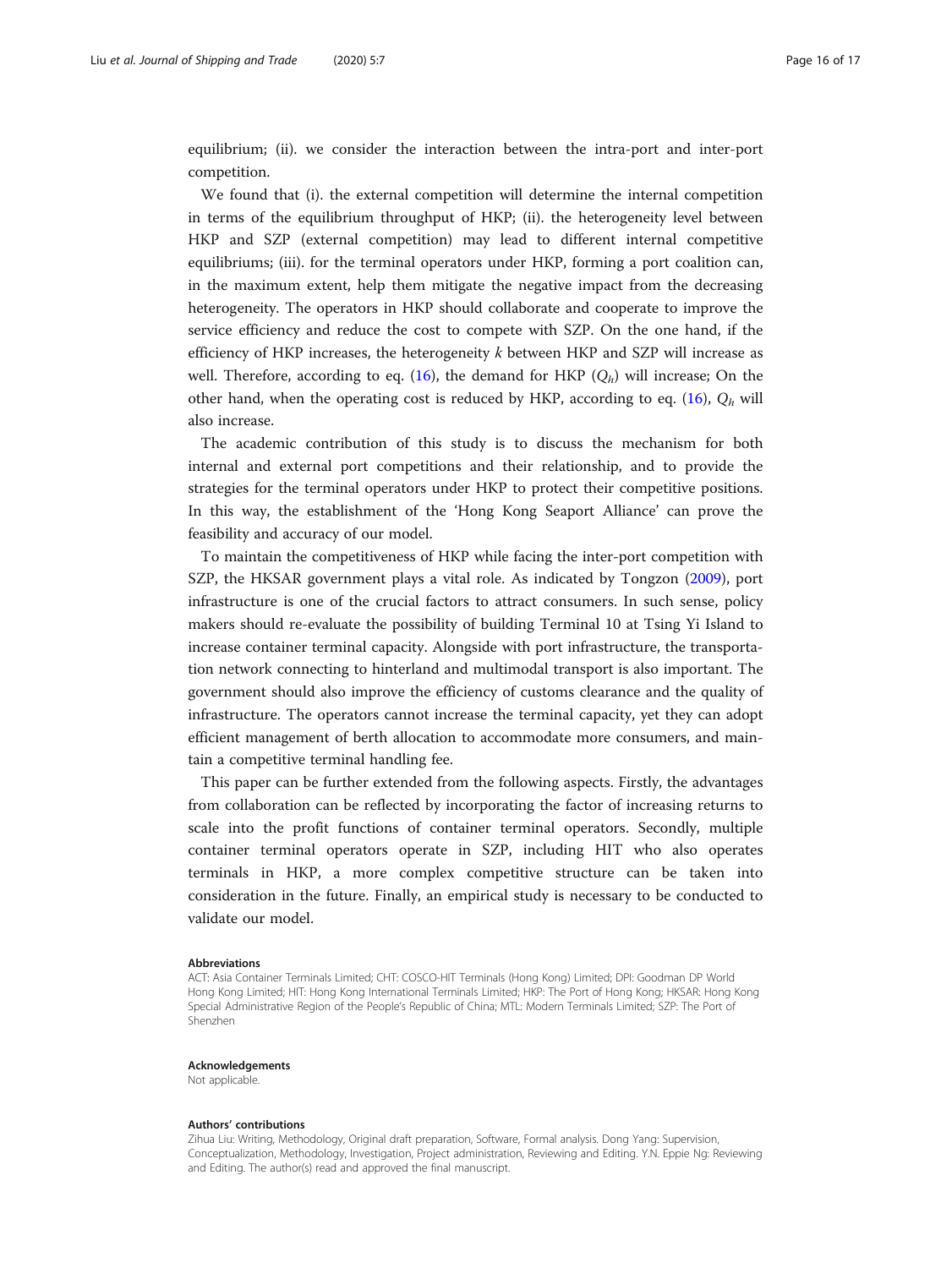equilibrium; (ii). we consider the interaction between the intra-port and inter-port competition.

We found that (i). the external competition will determine the internal competition in terms of the equilibrium throughput of HKP; (ii). the heterogeneity level between HKP and SZP (external competition) may lead to different internal competitive equilibriums; (iii). for the terminal operators under HKP, forming a port coalition can, in the maximum extent, help them mitigate the negative impact from the decreasing heterogeneity. The operators in HKP should collaborate and cooperate to improve the service efficiency and reduce the cost to compete with SZP. On the one hand, if the efficiency of HKP increases, the heterogeneity $k$ between HKP and SZP will increase as well. Therefore, according to eq. (16), the demand for HKP ($Q_h$) will increase; On the other hand, when the operating cost is reduced by HKP, according to eq. (16), $Q_h$ will also increase.

The academic contribution of this study is to discuss the mechanism for both internal and external port competitions and their relationship, and to provide the strategies for the terminal operators under HKP to protect their competitive positions. In this way, the establishment of the 'Hong Kong Seaport Alliance' can prove the feasibility and accuracy of our model.

To maintain the competitiveness of HKP while facing the inter-port competition with SZP, the HKSAR government plays a vital role. As indicated by Tongzon (2009), port infrastructure is one of the crucial factors to attract consumers. In such sense, policy makers should re-evaluate the possibility of building Terminal 10 at Tsing Yi Island to increase container terminal capacity. Alongside with port infrastructure, the transportation network connecting to hinterland and multimodal transport is also important. The government should also improve the efficiency of customs clearance and the quality of infrastructure. The operators cannot increase the terminal capacity, yet they can adopt efficient management of berth allocation to accommodate more consumers, and maintain a competitive terminal handling fee.

This paper can be further extended from the following aspects. Firstly, the advantages from collaboration can be reflected by incorporating the factor of increasing returns to scale into the profit functions of container terminal operators. Secondly, multiple container terminal operators operate in SZP, including HIT who also operates terminals in HKP, a more complex competitive structure can be taken into consideration in the future. Finally, an empirical study is necessary to be conducted to validate our model.

#### Abbreviations

ACT: Asia Container Terminals Limited; CHT: COSCO-HIT Terminals (Hong Kong) Limited; DPI: Goodman DP World Hong Kong Limited; HIT: Hong Kong International Terminals Limited; HKP: The Port of Hong Kong; HKSAR: Hong Kong Special Administrative Region of the People's Republic of China; MTL: Modern Terminals Limited; SZP: The Port of Shenzhen

#### Acknowledgements

Not applicable.

#### Authors' contributions

Zihua Liu: Writing, Methodology, Original draft preparation, Software, Formal analysis. Dong Yang: Supervision, Conceptualization, Methodology, Investigation, Project administration, Reviewing and Editing. Y.N. Eppie Ng: Reviewing and Editing. The author(s) read and approved the final manuscript.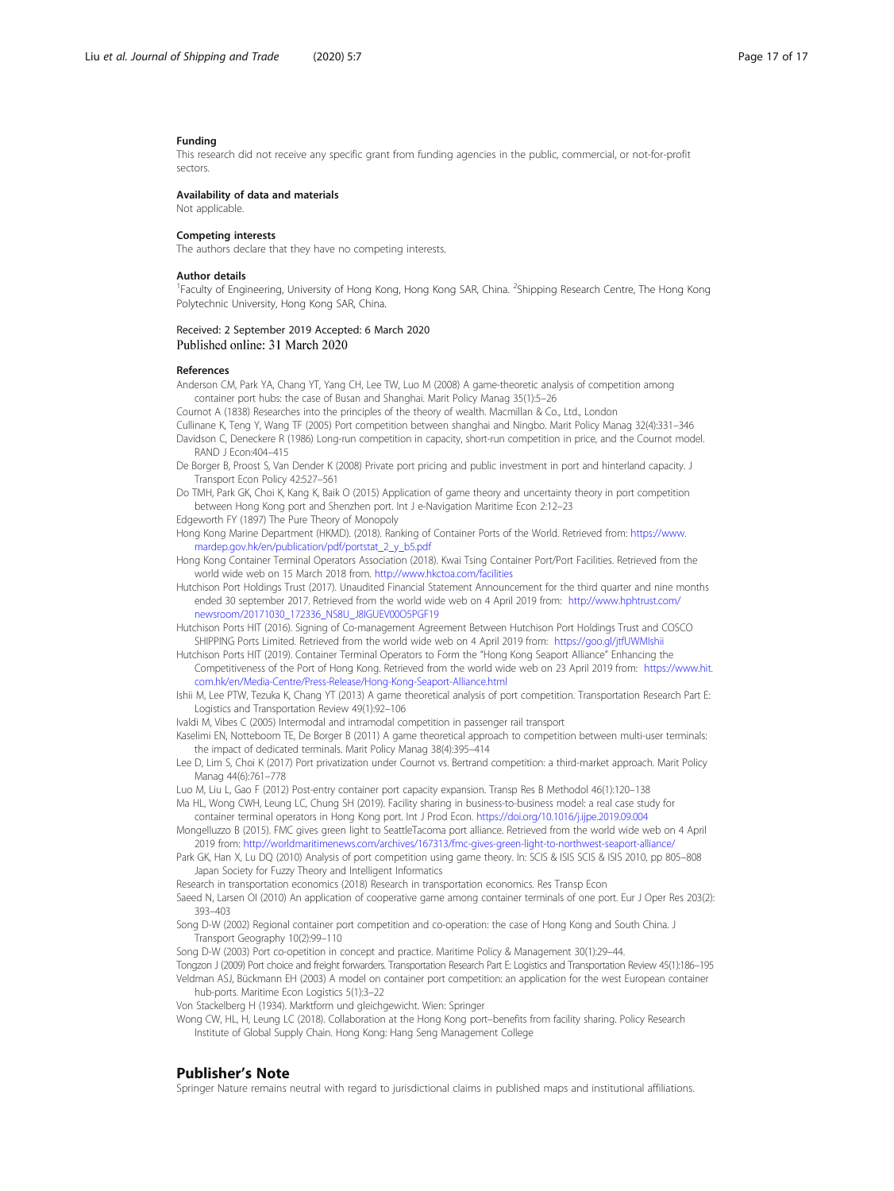### Funding

This research did not receive any specific grant from funding agencies in the public, commercial, or not-for-profit sectors.

### Availability of data and materials

Not applicable.

### Competing interests

The authors declare that they have no competing interests.

### Author details

[1]Faculty of Engineering, University of Hong Kong, Hong Kong SAR, China. [2]Shipping Research Centre, The Hong Kong Polytechnic University, Hong Kong SAR, China.

Received: 2 September 2019 Accepted: 6 March 2020
Published online: 31 March 2020

### References

Anderson CM, Park YA, Chang YT, Yang CH, Lee TW, Luo M (2008) A game-theoretic analysis of competition among container port hubs: the case of Busan and Shanghai. Marit Policy Manag 35(1):5–26

Cournot A (1838) Researches into the principles of the theory of wealth. Macmillan & Co., Ltd., London

Cullinane K, Teng Y, Wang TF (2005) Port competition between shanghai and Ningbo. Marit Policy Manag 32(4):331–346

Davidson C, Deneckere R (1986) Long-run competition in capacity, short-run competition in price, and the Cournot model. RAND J Econ:404–415

De Borger B, Proost S, Van Dender K (2008) Private port pricing and public investment in port and hinterland capacity. J Transport Econ Policy 42:527–561

Do TMH, Park GK, Choi K, Kang K, Baik O (2015) Application of game theory and uncertainty theory in port competition between Hong Kong port and Shenzhen port. Int J e-Navigation Maritime Econ 2:12–23

Edgeworth FY (1897) The Pure Theory of Monopoly

Hong Kong Marine Department (HKMD). (2018). Ranking of Container Ports of the World. Retrieved from: https://www.mardep.gov.hk/en/publication/pdf/portstat_2_y_b5.pdf

Hong Kong Container Terminal Operators Association (2018). Kwai Tsing Container Port/Port Facilities. Retrieved from the world wide web on 15 March 2018 from. http://www.hkctoa.com/facilities

Hutchison Port Holdings Trust (2017). Unaudited Financial Statement Announcement for the third quarter and nine months ended 30 september 2017. Retrieved from the world wide web on 4 April 2019 from: http://www.hphtrust.com/newsroom/20171030_172336_NS8U_J8IGUEV00O5PGF19

Hutchison Ports HIT (2016). Signing of Co-management Agreement Between Hutchison Port Holdings Trust and COSCO SHIPPING Ports Limited. Retrieved from the world wide web on 4 April 2019 from: https://goo.gl/jtfUWMlshii

Hutchison Ports HIT (2019). Container Terminal Operators to Form the "Hong Kong Seaport Alliance" Enhancing the Competitiveness of the Port of Hong Kong. Retrieved from the world wide web on 23 April 2019 from: https://www.hit.com.hk/en/Media-Centre/Press-Release/Hong-Kong-Seaport-Alliance.html

Ishii M, Lee PTW, Tezuka K, Chang YT (2013) A game theoretical analysis of port competition. Transportation Research Part E: Logistics and Transportation Review 49(1):92–106

Ivaldi M, Vibes C (2005) Intermodal and intramodal competition in passenger rail transport

Kaselimi EN, Notteboom TE, De Borger B (2011) A game theoretical approach to competition between multi-user terminals: the impact of dedicated terminals. Marit Policy Manag 38(4):395–414

Lee D, Lim S, Choi K (2017) Port privatization under Cournot vs. Bertrand competition: a third-market approach. Marit Policy Manag 44(6):761–778

Luo M, Liu L, Gao F (2012) Post-entry container port capacity expansion. Transp Res B Methodol 46(1):120–138

Ma HL, Wong CWH, Leung LC, Chung SH (2019). Facility sharing in business-to-business model: a real case study for container terminal operators in Hong Kong port. Int J Prod Econ. https://doi.org/10.1016/j.ijpe.2019.09.004

Mongelluzzo B (2015). FMC gives green light to SeattleTacoma port alliance. Retrieved from the world wide web on 4 April 2019 from: http://worldmaritimenews.com/archives/167313/fmc-gives-green-light-to-northwest-seaport-alliance/

Park GK, Han X, Lu DQ (2010) Analysis of port competition using game theory. In: SCIS & ISIS SCIS & ISIS 2010, pp 805–808 Japan Society for Fuzzy Theory and Intelligent Informatics

Research in transportation economics (2018) Research in transportation economics. Res Transp Econ

Saeed N, Larsen OI (2010) An application of cooperative game among container terminals of one port. Eur J Oper Res 203(2): 393–403

Song D-W (2002) Regional container port competition and co-operation: the case of Hong Kong and South China. J Transport Geography 10(2):99–110

Song D-W (2003) Port co-opetition in concept and practice. Maritime Policy & Management 30(1):29–44.

Tongzon J (2009) Port choice and freight forwarders. Transportation Research Part E: Logistics and Transportation Review 45(1):186–195

Veldman ASJ, Bückmann EH (2003) A model on container port competition: an application for the west European container hub-ports. Maritime Econ Logistics 5(1):3–22

Von Stackelberg H (1934). Marktform und gleichgewicht. Wien: Springer

Wong CW, HL, H, Leung LC (2018). Collaboration at the Hong Kong port–benefits from facility sharing. Policy Research Institute of Global Supply Chain. Hong Kong: Hang Seng Management College

## Publisher's Note

Springer Nature remains neutral with regard to jurisdictional claims in published maps and institutional affiliations.